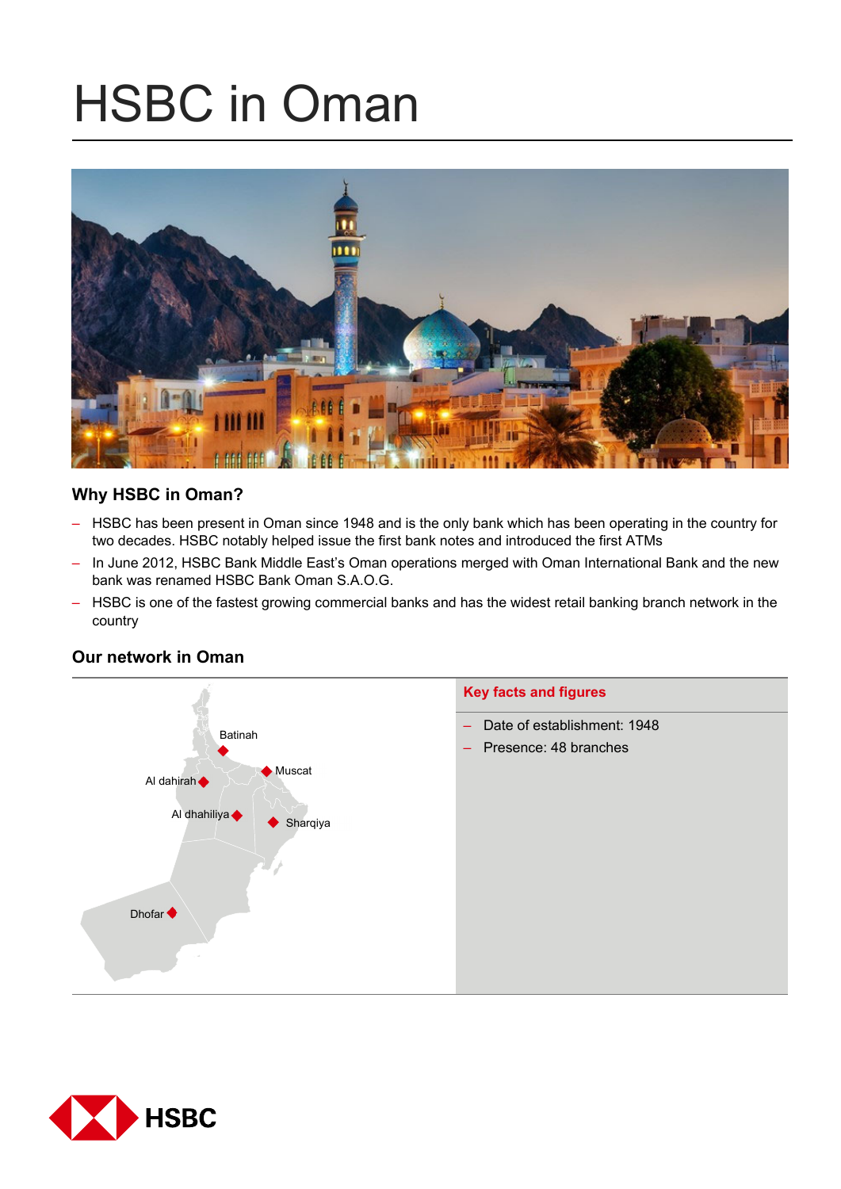# HSBC in Oman

## Why HSBC in Oman?

- HSBC has been present in Oman since 1948 and is the only bank which has been operating in the country for two decades. HSBC notably helped issue the first bank notes and introduced the first ATMs
- In June 2012, HSBC Bank Middle East's Oman operations merged with Oman International Bank and the new bank was renamed HSBC Bank Oman S.A.O.G.
- HSBC is one of the fastest growing commercial banks and has the widest retail banking branch network in the country

## Our network in Oman

Batinah

Muscat

Al dahirah

Al dhahiliya

Sharqiya

Dhofar

### Key facts and figures

- Date of establishment: 1948
- Presence: 48 branches

HSBC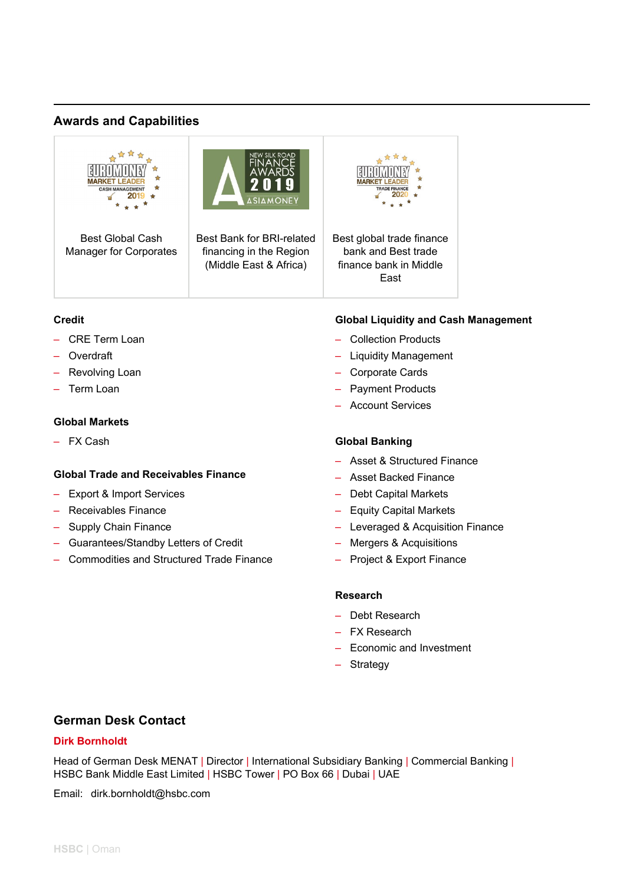## Awards and Capabilities

| | | |
|---|---|---|
| Best Global Cash Manager for Corporates | Best Bank for BRI-related financing in the Region (Middle East & Africa) | Best global trade finance bank and Best trade finance bank in Middle East |

### Credit

- CRE Term Loan
- Overdraft
- Revolving Loan
- Term Loan

### Global Markets

- FX Cash

### Global Trade and Receivables Finance

- Export & Import Services
- Receivables Finance
- Supply Chain Finance
- Guarantees/Standby Letters of Credit
- Commodities and Structured Trade Finance

### Global Liquidity and Cash Management

- Collection Products
- Liquidity Management
- Corporate Cards
- Payment Products
- Account Services

### Global Banking

- Asset & Structured Finance
- Asset Backed Finance
- Debt Capital Markets
- Equity Capital Markets
- Leveraged & Acquisition Finance
- Mergers & Acquisitions
- Project & Export Finance

### Research

- Debt Research
- FX Research
- Economic and Investment
- Strategy

## German Desk Contact

**Dirk Bornholdt**

Head of German Desk MENAT | Director | International Subsidiary Banking | Commercial Banking | HSBC Bank Middle East Limited | HSBC Tower | PO Box 66 | Dubai | UAE

Email: dirk.bornholdt@hsbc.com